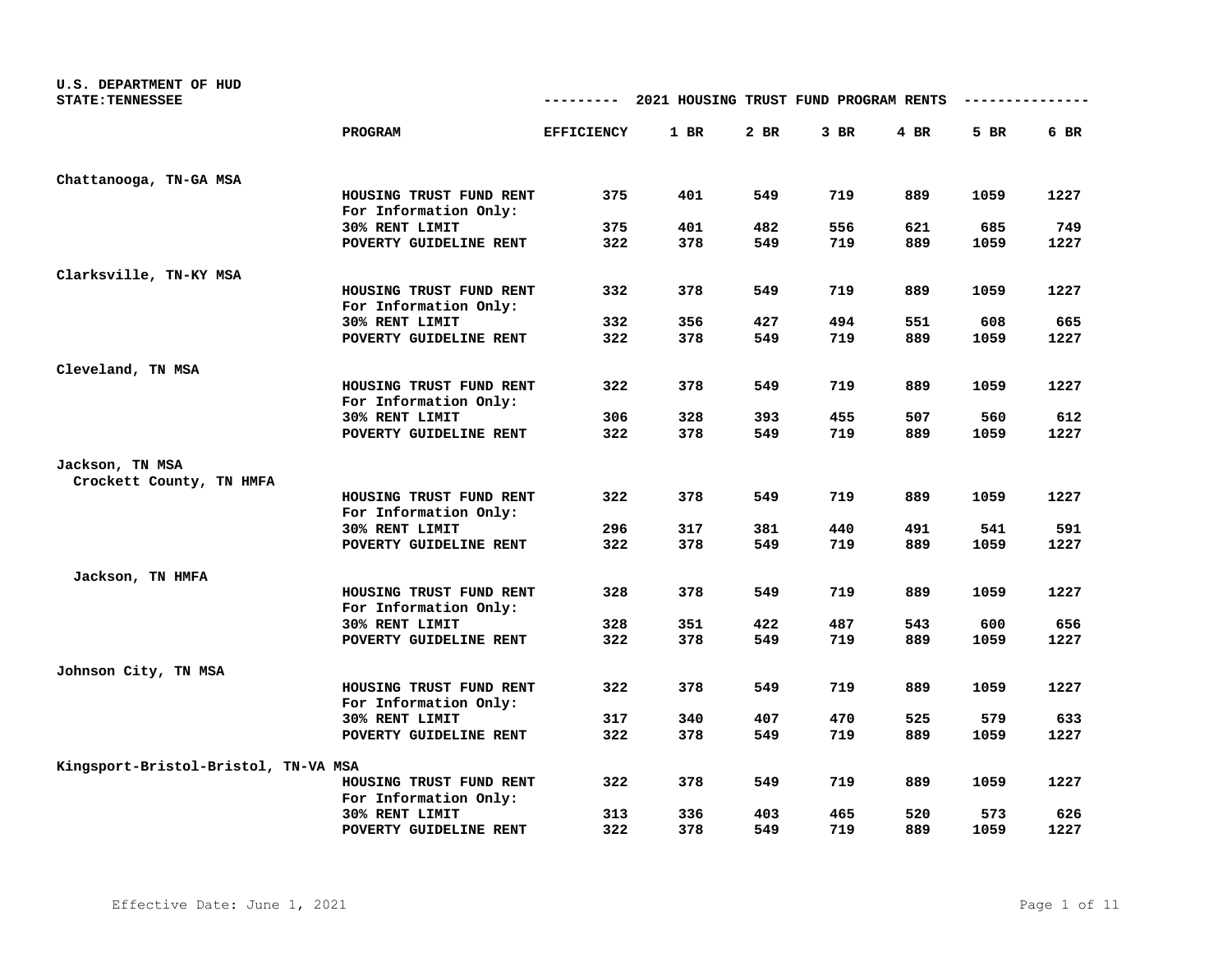U.S. DEPARTMENT OF HUD
STATE:TENNESSEE

## 2021 HOUSING TRUST FUND PROGRAM RENTS

| | PROGRAM | EFFICIENCY | 1 BR | 2 BR | 3 BR | 4 BR | 5 BR | 6 BR |
|---|---|---|---|---|---|---|---|---|
| Chattanooga, TN-GA MSA | | | | | | | | |
| | HOUSING TRUST FUND RENT | 375 | 401 | 549 | 719 | 889 | 1059 | 1227 |
| | For Information Only: | | | | | | | |
| | 30% RENT LIMIT | 375 | 401 | 482 | 556 | 621 | 685 | 749 |
| | POVERTY GUIDELINE RENT | 322 | 378 | 549 | 719 | 889 | 1059 | 1227 |
| Clarksville, TN-KY MSA | | | | | | | | |
| | HOUSING TRUST FUND RENT | 332 | 378 | 549 | 719 | 889 | 1059 | 1227 |
| | For Information Only: | | | | | | | |
| | 30% RENT LIMIT | 332 | 356 | 427 | 494 | 551 | 608 | 665 |
| | POVERTY GUIDELINE RENT | 322 | 378 | 549 | 719 | 889 | 1059 | 1227 |
| Cleveland, TN MSA | | | | | | | | |
| | HOUSING TRUST FUND RENT | 322 | 378 | 549 | 719 | 889 | 1059 | 1227 |
| | For Information Only: | | | | | | | |
| | 30% RENT LIMIT | 306 | 328 | 393 | 455 | 507 | 560 | 612 |
| | POVERTY GUIDELINE RENT | 322 | 378 | 549 | 719 | 889 | 1059 | 1227 |
| Jackson, TN MSA | | | | | | | | |
| Crockett County, TN HMFA | | | | | | | | |
| | HOUSING TRUST FUND RENT | 322 | 378 | 549 | 719 | 889 | 1059 | 1227 |
| | For Information Only: | | | | | | | |
| | 30% RENT LIMIT | 296 | 317 | 381 | 440 | 491 | 541 | 591 |
| | POVERTY GUIDELINE RENT | 322 | 378 | 549 | 719 | 889 | 1059 | 1227 |
| Jackson, TN HMFA | | | | | | | | |
| | HOUSING TRUST FUND RENT | 328 | 378 | 549 | 719 | 889 | 1059 | 1227 |
| | For Information Only: | | | | | | | |
| | 30% RENT LIMIT | 328 | 351 | 422 | 487 | 543 | 600 | 656 |
| | POVERTY GUIDELINE RENT | 322 | 378 | 549 | 719 | 889 | 1059 | 1227 |
| Johnson City, TN MSA | | | | | | | | |
| | HOUSING TRUST FUND RENT | 322 | 378 | 549 | 719 | 889 | 1059 | 1227 |
| | For Information Only: | | | | | | | |
| | 30% RENT LIMIT | 317 | 340 | 407 | 470 | 525 | 579 | 633 |
| | POVERTY GUIDELINE RENT | 322 | 378 | 549 | 719 | 889 | 1059 | 1227 |
| Kingsport-Bristol-Bristol, TN-VA MSA | | | | | | | | |
| | HOUSING TRUST FUND RENT | 322 | 378 | 549 | 719 | 889 | 1059 | 1227 |
| | For Information Only: | | | | | | | |
| | 30% RENT LIMIT | 313 | 336 | 403 | 465 | 520 | 573 | 626 |
| | POVERTY GUIDELINE RENT | 322 | 378 | 549 | 719 | 889 | 1059 | 1227 |

Effective Date: June 1, 2021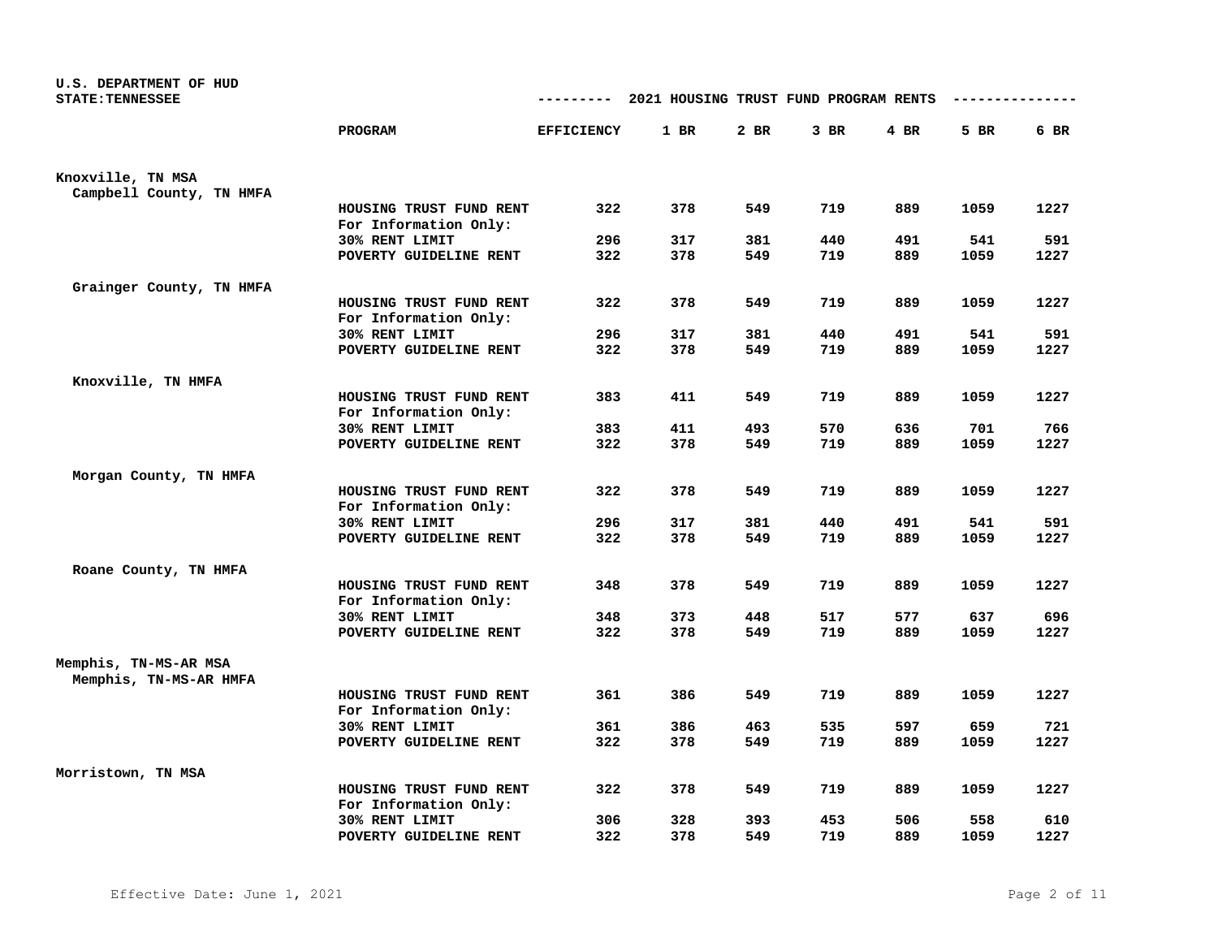U.S. DEPARTMENT OF HUD
STATE:TENNESSEE

--------- 2021 HOUSING TRUST FUND PROGRAM RENTS ---------------

| | PROGRAM | EFFICIENCY | 1 BR | 2 BR | 3 BR | 4 BR | 5 BR | 6 BR |
|---|---|---|---|---|---|---|---|---|
| **Knoxville, TN MSA** | | | | | | | | |
| Campbell County, TN HMFA | | | | | | | | |
| | HOUSING TRUST FUND RENT | 322 | 378 | 549 | 719 | 889 | 1059 | 1227 |
| | For Information Only: | | | | | | | |
| | 30% RENT LIMIT | 296 | 317 | 381 | 440 | 491 | 541 | 591 |
| | POVERTY GUIDELINE RENT | 322 | 378 | 549 | 719 | 889 | 1059 | 1227 |
| Grainger County, TN HMFA | | | | | | | | |
| | HOUSING TRUST FUND RENT | 322 | 378 | 549 | 719 | 889 | 1059 | 1227 |
| | For Information Only: | | | | | | | |
| | 30% RENT LIMIT | 296 | 317 | 381 | 440 | 491 | 541 | 591 |
| | POVERTY GUIDELINE RENT | 322 | 378 | 549 | 719 | 889 | 1059 | 1227 |
| Knoxville, TN HMFA | | | | | | | | |
| | HOUSING TRUST FUND RENT | 383 | 411 | 549 | 719 | 889 | 1059 | 1227 |
| | For Information Only: | | | | | | | |
| | 30% RENT LIMIT | 383 | 411 | 493 | 570 | 636 | 701 | 766 |
| | POVERTY GUIDELINE RENT | 322 | 378 | 549 | 719 | 889 | 1059 | 1227 |
| Morgan County, TN HMFA | | | | | | | | |
| | HOUSING TRUST FUND RENT | 322 | 378 | 549 | 719 | 889 | 1059 | 1227 |
| | For Information Only: | | | | | | | |
| | 30% RENT LIMIT | 296 | 317 | 381 | 440 | 491 | 541 | 591 |
| | POVERTY GUIDELINE RENT | 322 | 378 | 549 | 719 | 889 | 1059 | 1227 |
| Roane County, TN HMFA | | | | | | | | |
| | HOUSING TRUST FUND RENT | 348 | 378 | 549 | 719 | 889 | 1059 | 1227 |
| | For Information Only: | | | | | | | |
| | 30% RENT LIMIT | 348 | 373 | 448 | 517 | 577 | 637 | 696 |
| | POVERTY GUIDELINE RENT | 322 | 378 | 549 | 719 | 889 | 1059 | 1227 |
| **Memphis, TN-MS-AR MSA** | | | | | | | | |
| Memphis, TN-MS-AR HMFA | | | | | | | | |
| | HOUSING TRUST FUND RENT | 361 | 386 | 549 | 719 | 889 | 1059 | 1227 |
| | For Information Only: | | | | | | | |
| | 30% RENT LIMIT | 361 | 386 | 463 | 535 | 597 | 659 | 721 |
| | POVERTY GUIDELINE RENT | 322 | 378 | 549 | 719 | 889 | 1059 | 1227 |
| **Morristown, TN MSA** | | | | | | | | |
| | HOUSING TRUST FUND RENT | 322 | 378 | 549 | 719 | 889 | 1059 | 1227 |
| | For Information Only: | | | | | | | |
| | 30% RENT LIMIT | 306 | 328 | 393 | 453 | 506 | 558 | 610 |
| | POVERTY GUIDELINE RENT | 322 | 378 | 549 | 719 | 889 | 1059 | 1227 |

Effective Date: June 1, 2021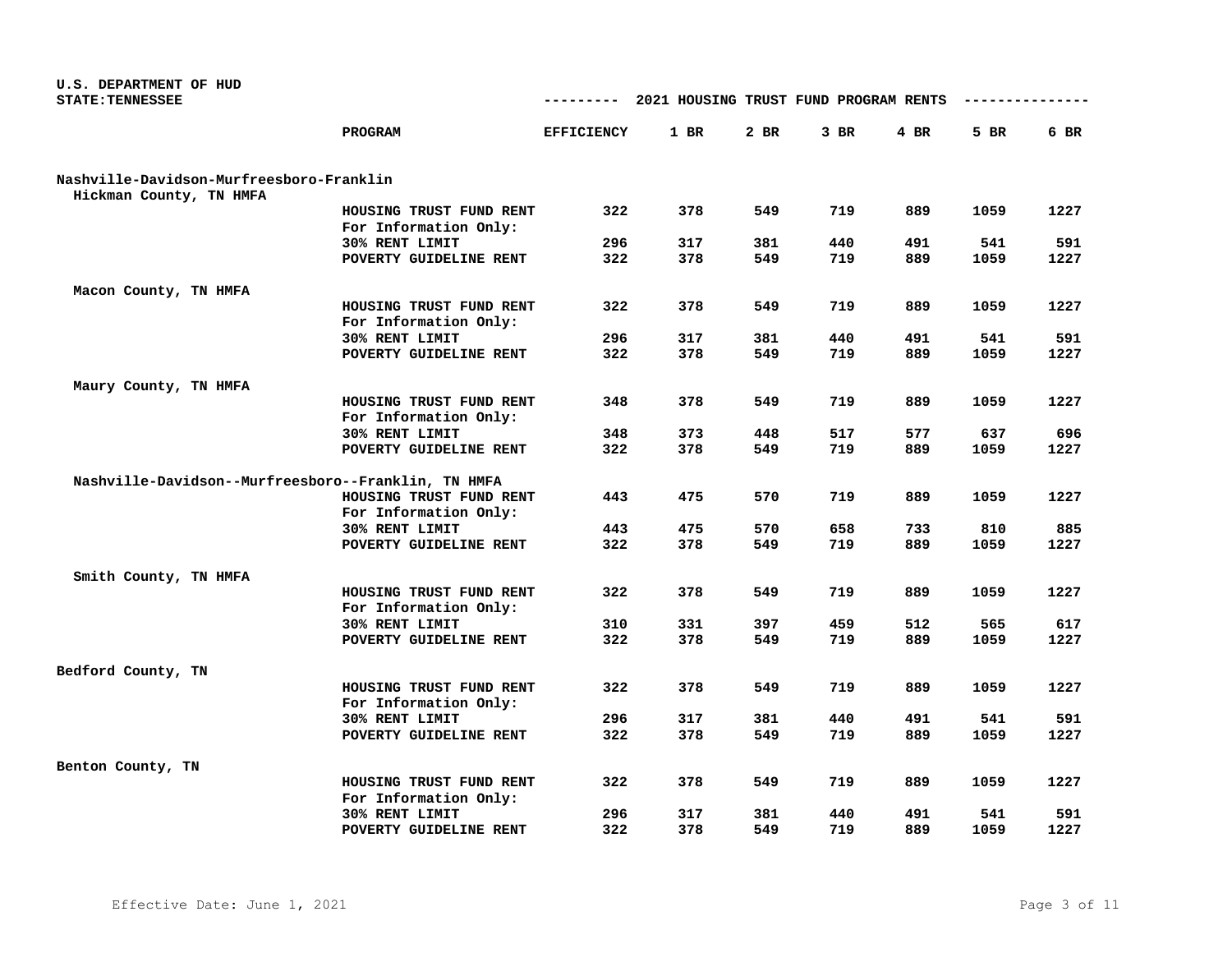U.S. DEPARTMENT OF HUD
STATE:TENNESSEE

## 2021 HOUSING TRUST FUND PROGRAM RENTS

| | PROGRAM | EFFICIENCY | 1 BR | 2 BR | 3 BR | 4 BR | 5 BR | 6 BR |
|---|---|---|---|---|---|---|---|---|
| **Nashville-Davidson-Murfreesboro-Franklin** | | | | | | | | |
| Hickman County, TN HMFA | | | | | | | | |
| | HOUSING TRUST FUND RENT | 322 | 378 | 549 | 719 | 889 | 1059 | 1227 |
| | For Information Only: | | | | | | | |
| | 30% RENT LIMIT | 296 | 317 | 381 | 440 | 491 | 541 | 591 |
| | POVERTY GUIDELINE RENT | 322 | 378 | 549 | 719 | 889 | 1059 | 1227 |
| Macon County, TN HMFA | | | | | | | | |
| | HOUSING TRUST FUND RENT | 322 | 378 | 549 | 719 | 889 | 1059 | 1227 |
| | For Information Only: | | | | | | | |
| | 30% RENT LIMIT | 296 | 317 | 381 | 440 | 491 | 541 | 591 |
| | POVERTY GUIDELINE RENT | 322 | 378 | 549 | 719 | 889 | 1059 | 1227 |
| Maury County, TN HMFA | | | | | | | | |
| | HOUSING TRUST FUND RENT | 348 | 378 | 549 | 719 | 889 | 1059 | 1227 |
| | For Information Only: | | | | | | | |
| | 30% RENT LIMIT | 348 | 373 | 448 | 517 | 577 | 637 | 696 |
| | POVERTY GUIDELINE RENT | 322 | 378 | 549 | 719 | 889 | 1059 | 1227 |
| Nashville-Davidson--Murfreesboro--Franklin, TN HMFA | | | | | | | | |
| | HOUSING TRUST FUND RENT | 443 | 475 | 570 | 719 | 889 | 1059 | 1227 |
| | For Information Only: | | | | | | | |
| | 30% RENT LIMIT | 443 | 475 | 570 | 658 | 733 | 810 | 885 |
| | POVERTY GUIDELINE RENT | 322 | 378 | 549 | 719 | 889 | 1059 | 1227 |
| Smith County, TN HMFA | | | | | | | | |
| | HOUSING TRUST FUND RENT | 322 | 378 | 549 | 719 | 889 | 1059 | 1227 |
| | For Information Only: | | | | | | | |
| | 30% RENT LIMIT | 310 | 331 | 397 | 459 | 512 | 565 | 617 |
| | POVERTY GUIDELINE RENT | 322 | 378 | 549 | 719 | 889 | 1059 | 1227 |
| **Bedford County, TN** | | | | | | | | |
| | HOUSING TRUST FUND RENT | 322 | 378 | 549 | 719 | 889 | 1059 | 1227 |
| | For Information Only: | | | | | | | |
| | 30% RENT LIMIT | 296 | 317 | 381 | 440 | 491 | 541 | 591 |
| | POVERTY GUIDELINE RENT | 322 | 378 | 549 | 719 | 889 | 1059 | 1227 |
| **Benton County, TN** | | | | | | | | |
| | HOUSING TRUST FUND RENT | 322 | 378 | 549 | 719 | 889 | 1059 | 1227 |
| | For Information Only: | | | | | | | |
| | 30% RENT LIMIT | 296 | 317 | 381 | 440 | 491 | 541 | 591 |
| | POVERTY GUIDELINE RENT | 322 | 378 | 549 | 719 | 889 | 1059 | 1227 |

Effective Date: June 1, 2021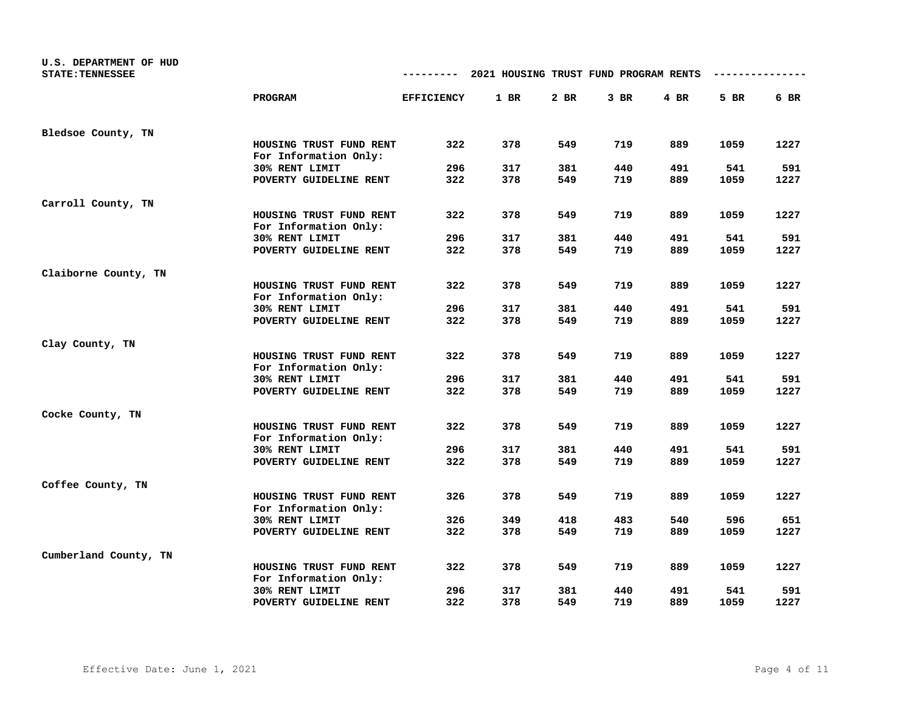U.S. DEPARTMENT OF HUD
STATE:TENNESSEE

## 2021 HOUSING TRUST FUND PROGRAM RENTS

| | PROGRAM | EFFICIENCY | 1 BR | 2 BR | 3 BR | 4 BR | 5 BR | 6 BR |
|---|---|---|---|---|---|---|---|---|
| Bledsoe County, TN | | | | | | | | |
| | HOUSING TRUST FUND RENT | 322 | 378 | 549 | 719 | 889 | 1059 | 1227 |
| | For Information Only: | | | | | | | |
| | 30% RENT LIMIT | 296 | 317 | 381 | 440 | 491 | 541 | 591 |
| | POVERTY GUIDELINE RENT | 322 | 378 | 549 | 719 | 889 | 1059 | 1227 |
| Carroll County, TN | | | | | | | | |
| | HOUSING TRUST FUND RENT | 322 | 378 | 549 | 719 | 889 | 1059 | 1227 |
| | For Information Only: | | | | | | | |
| | 30% RENT LIMIT | 296 | 317 | 381 | 440 | 491 | 541 | 591 |
| | POVERTY GUIDELINE RENT | 322 | 378 | 549 | 719 | 889 | 1059 | 1227 |
| Claiborne County, TN | | | | | | | | |
| | HOUSING TRUST FUND RENT | 322 | 378 | 549 | 719 | 889 | 1059 | 1227 |
| | For Information Only: | | | | | | | |
| | 30% RENT LIMIT | 296 | 317 | 381 | 440 | 491 | 541 | 591 |
| | POVERTY GUIDELINE RENT | 322 | 378 | 549 | 719 | 889 | 1059 | 1227 |
| Clay County, TN | | | | | | | | |
| | HOUSING TRUST FUND RENT | 322 | 378 | 549 | 719 | 889 | 1059 | 1227 |
| | For Information Only: | | | | | | | |
| | 30% RENT LIMIT | 296 | 317 | 381 | 440 | 491 | 541 | 591 |
| | POVERTY GUIDELINE RENT | 322 | 378 | 549 | 719 | 889 | 1059 | 1227 |
| Cocke County, TN | | | | | | | | |
| | HOUSING TRUST FUND RENT | 322 | 378 | 549 | 719 | 889 | 1059 | 1227 |
| | For Information Only: | | | | | | | |
| | 30% RENT LIMIT | 296 | 317 | 381 | 440 | 491 | 541 | 591 |
| | POVERTY GUIDELINE RENT | 322 | 378 | 549 | 719 | 889 | 1059 | 1227 |
| Coffee County, TN | | | | | | | | |
| | HOUSING TRUST FUND RENT | 326 | 378 | 549 | 719 | 889 | 1059 | 1227 |
| | For Information Only: | | | | | | | |
| | 30% RENT LIMIT | 326 | 349 | 418 | 483 | 540 | 596 | 651 |
| | POVERTY GUIDELINE RENT | 322 | 378 | 549 | 719 | 889 | 1059 | 1227 |
| Cumberland County, TN | | | | | | | | |
| | HOUSING TRUST FUND RENT | 322 | 378 | 549 | 719 | 889 | 1059 | 1227 |
| | For Information Only: | | | | | | | |
| | 30% RENT LIMIT | 296 | 317 | 381 | 440 | 491 | 541 | 591 |
| | POVERTY GUIDELINE RENT | 322 | 378 | 549 | 719 | 889 | 1059 | 1227 |

Effective Date: June 1, 2021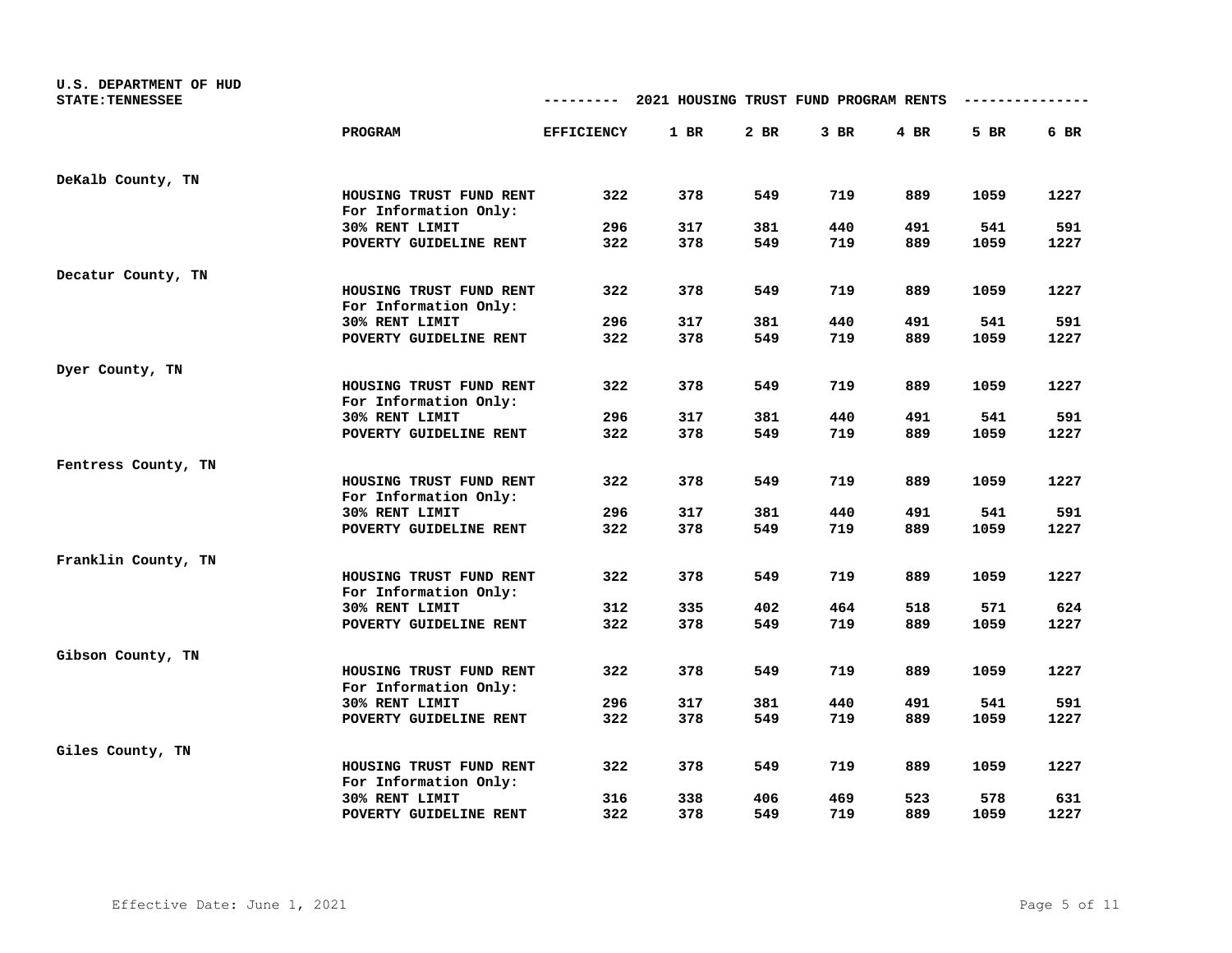U.S. DEPARTMENT OF HUD
STATE: TENNESSEE

## 2021 HOUSING TRUST FUND PROGRAM RENTS

| | PROGRAM | EFFICIENCY | 1 BR | 2 BR | 3 BR | 4 BR | 5 BR | 6 BR |
|---|---|---|---|---|---|---|---|---|
| DeKalb County, TN | | | | | | | | |
| | HOUSING TRUST FUND RENT | 322 | 378 | 549 | 719 | 889 | 1059 | 1227 |
| | For Information Only: | | | | | | | |
| | 30% RENT LIMIT | 296 | 317 | 381 | 440 | 491 | 541 | 591 |
| | POVERTY GUIDELINE RENT | 322 | 378 | 549 | 719 | 889 | 1059 | 1227 |
| Decatur County, TN | | | | | | | | |
| | HOUSING TRUST FUND RENT | 322 | 378 | 549 | 719 | 889 | 1059 | 1227 |
| | For Information Only: | | | | | | | |
| | 30% RENT LIMIT | 296 | 317 | 381 | 440 | 491 | 541 | 591 |
| | POVERTY GUIDELINE RENT | 322 | 378 | 549 | 719 | 889 | 1059 | 1227 |
| Dyer County, TN | | | | | | | | |
| | HOUSING TRUST FUND RENT | 322 | 378 | 549 | 719 | 889 | 1059 | 1227 |
| | For Information Only: | | | | | | | |
| | 30% RENT LIMIT | 296 | 317 | 381 | 440 | 491 | 541 | 591 |
| | POVERTY GUIDELINE RENT | 322 | 378 | 549 | 719 | 889 | 1059 | 1227 |
| Fentress County, TN | | | | | | | | |
| | HOUSING TRUST FUND RENT | 322 | 378 | 549 | 719 | 889 | 1059 | 1227 |
| | For Information Only: | | | | | | | |
| | 30% RENT LIMIT | 296 | 317 | 381 | 440 | 491 | 541 | 591 |
| | POVERTY GUIDELINE RENT | 322 | 378 | 549 | 719 | 889 | 1059 | 1227 |
| Franklin County, TN | | | | | | | | |
| | HOUSING TRUST FUND RENT | 322 | 378 | 549 | 719 | 889 | 1059 | 1227 |
| | For Information Only: | | | | | | | |
| | 30% RENT LIMIT | 312 | 335 | 402 | 464 | 518 | 571 | 624 |
| | POVERTY GUIDELINE RENT | 322 | 378 | 549 | 719 | 889 | 1059 | 1227 |
| Gibson County, TN | | | | | | | | |
| | HOUSING TRUST FUND RENT | 322 | 378 | 549 | 719 | 889 | 1059 | 1227 |
| | For Information Only: | | | | | | | |
| | 30% RENT LIMIT | 296 | 317 | 381 | 440 | 491 | 541 | 591 |
| | POVERTY GUIDELINE RENT | 322 | 378 | 549 | 719 | 889 | 1059 | 1227 |
| Giles County, TN | | | | | | | | |
| | HOUSING TRUST FUND RENT | 322 | 378 | 549 | 719 | 889 | 1059 | 1227 |
| | For Information Only: | | | | | | | |
| | 30% RENT LIMIT | 316 | 338 | 406 | 469 | 523 | 578 | 631 |
| | POVERTY GUIDELINE RENT | 322 | 378 | 549 | 719 | 889 | 1059 | 1227 |

Effective Date: June 1, 2021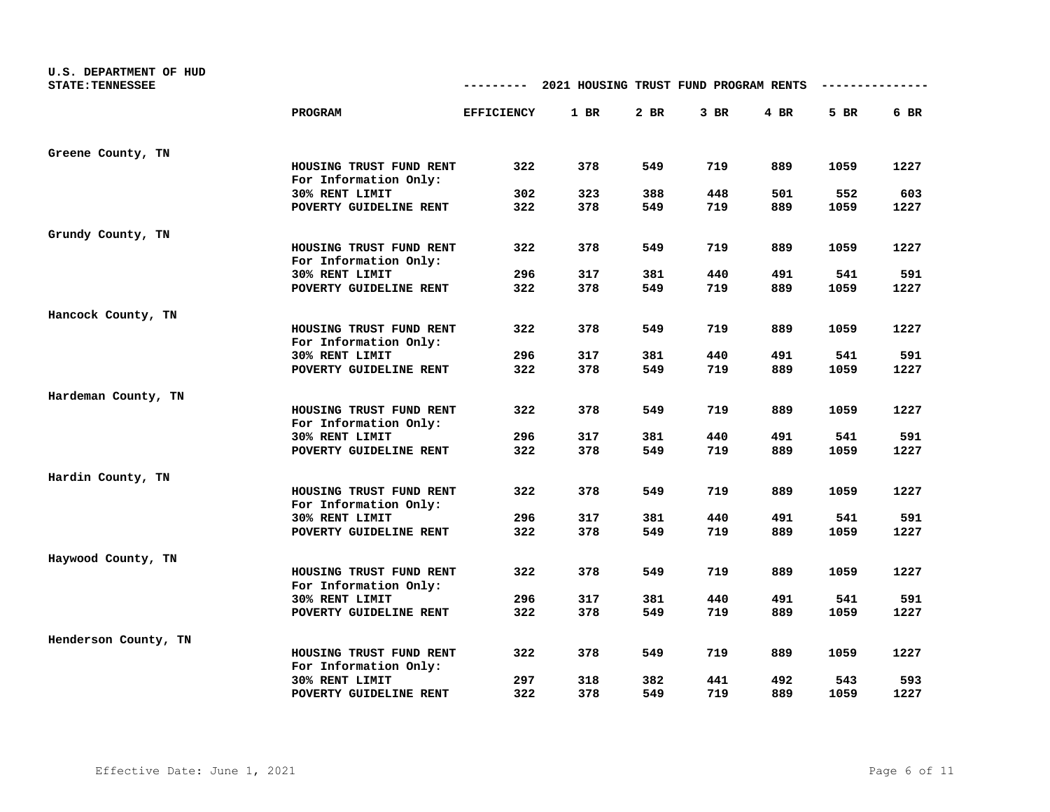U.S. DEPARTMENT OF HUD
STATE:TENNESSEE

## 2021 HOUSING TRUST FUND PROGRAM RENTS

| | PROGRAM | EFFICIENCY | 1 BR | 2 BR | 3 BR | 4 BR | 5 BR | 6 BR |
|---|---|---|---|---|---|---|---|---|
| Greene County, TN | | | | | | | | |
| | HOUSING TRUST FUND RENT | 322 | 378 | 549 | 719 | 889 | 1059 | 1227 |
| | For Information Only: | | | | | | | |
| | 30% RENT LIMIT | 302 | 323 | 388 | 448 | 501 | 552 | 603 |
| | POVERTY GUIDELINE RENT | 322 | 378 | 549 | 719 | 889 | 1059 | 1227 |
| Grundy County, TN | | | | | | | | |
| | HOUSING TRUST FUND RENT | 322 | 378 | 549 | 719 | 889 | 1059 | 1227 |
| | For Information Only: | | | | | | | |
| | 30% RENT LIMIT | 296 | 317 | 381 | 440 | 491 | 541 | 591 |
| | POVERTY GUIDELINE RENT | 322 | 378 | 549 | 719 | 889 | 1059 | 1227 |
| Hancock County, TN | | | | | | | | |
| | HOUSING TRUST FUND RENT | 322 | 378 | 549 | 719 | 889 | 1059 | 1227 |
| | For Information Only: | | | | | | | |
| | 30% RENT LIMIT | 296 | 317 | 381 | 440 | 491 | 541 | 591 |
| | POVERTY GUIDELINE RENT | 322 | 378 | 549 | 719 | 889 | 1059 | 1227 |
| Hardeman County, TN | | | | | | | | |
| | HOUSING TRUST FUND RENT | 322 | 378 | 549 | 719 | 889 | 1059 | 1227 |
| | For Information Only: | | | | | | | |
| | 30% RENT LIMIT | 296 | 317 | 381 | 440 | 491 | 541 | 591 |
| | POVERTY GUIDELINE RENT | 322 | 378 | 549 | 719 | 889 | 1059 | 1227 |
| Hardin County, TN | | | | | | | | |
| | HOUSING TRUST FUND RENT | 322 | 378 | 549 | 719 | 889 | 1059 | 1227 |
| | For Information Only: | | | | | | | |
| | 30% RENT LIMIT | 296 | 317 | 381 | 440 | 491 | 541 | 591 |
| | POVERTY GUIDELINE RENT | 322 | 378 | 549 | 719 | 889 | 1059 | 1227 |
| Haywood County, TN | | | | | | | | |
| | HOUSING TRUST FUND RENT | 322 | 378 | 549 | 719 | 889 | 1059 | 1227 |
| | For Information Only: | | | | | | | |
| | 30% RENT LIMIT | 296 | 317 | 381 | 440 | 491 | 541 | 591 |
| | POVERTY GUIDELINE RENT | 322 | 378 | 549 | 719 | 889 | 1059 | 1227 |
| Henderson County, TN | | | | | | | | |
| | HOUSING TRUST FUND RENT | 322 | 378 | 549 | 719 | 889 | 1059 | 1227 |
| | For Information Only: | | | | | | | |
| | 30% RENT LIMIT | 297 | 318 | 382 | 441 | 492 | 543 | 593 |
| | POVERTY GUIDELINE RENT | 322 | 378 | 549 | 719 | 889 | 1059 | 1227 |

Effective Date: June 1, 2021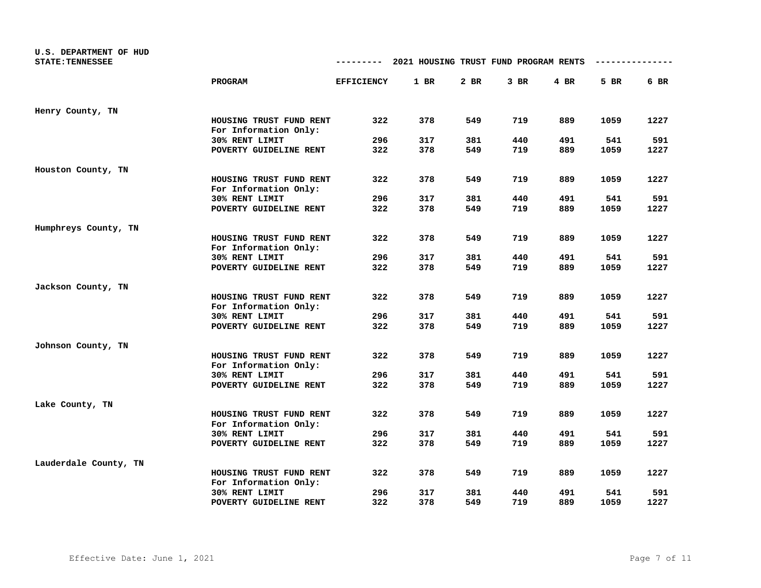U.S. DEPARTMENT OF HUD
STATE:TENNESSEE

## 2021 HOUSING TRUST FUND PROGRAM RENTS

| | PROGRAM | EFFICIENCY | 1 BR | 2 BR | 3 BR | 4 BR | 5 BR | 6 BR |
|---|---|---|---|---|---|---|---|---|
| Henry County, TN | | | | | | | | |
| | HOUSING TRUST FUND RENT | 322 | 378 | 549 | 719 | 889 | 1059 | 1227 |
| | For Information Only: | | | | | | | |
| | 30% RENT LIMIT | 296 | 317 | 381 | 440 | 491 | 541 | 591 |
| | POVERTY GUIDELINE RENT | 322 | 378 | 549 | 719 | 889 | 1059 | 1227 |
| Houston County, TN | | | | | | | | |
| | HOUSING TRUST FUND RENT | 322 | 378 | 549 | 719 | 889 | 1059 | 1227 |
| | For Information Only: | | | | | | | |
| | 30% RENT LIMIT | 296 | 317 | 381 | 440 | 491 | 541 | 591 |
| | POVERTY GUIDELINE RENT | 322 | 378 | 549 | 719 | 889 | 1059 | 1227 |
| Humphreys County, TN | | | | | | | | |
| | HOUSING TRUST FUND RENT | 322 | 378 | 549 | 719 | 889 | 1059 | 1227 |
| | For Information Only: | | | | | | | |
| | 30% RENT LIMIT | 296 | 317 | 381 | 440 | 491 | 541 | 591 |
| | POVERTY GUIDELINE RENT | 322 | 378 | 549 | 719 | 889 | 1059 | 1227 |
| Jackson County, TN | | | | | | | | |
| | HOUSING TRUST FUND RENT | 322 | 378 | 549 | 719 | 889 | 1059 | 1227 |
| | For Information Only: | | | | | | | |
| | 30% RENT LIMIT | 296 | 317 | 381 | 440 | 491 | 541 | 591 |
| | POVERTY GUIDELINE RENT | 322 | 378 | 549 | 719 | 889 | 1059 | 1227 |
| Johnson County, TN | | | | | | | | |
| | HOUSING TRUST FUND RENT | 322 | 378 | 549 | 719 | 889 | 1059 | 1227 |
| | For Information Only: | | | | | | | |
| | 30% RENT LIMIT | 296 | 317 | 381 | 440 | 491 | 541 | 591 |
| | POVERTY GUIDELINE RENT | 322 | 378 | 549 | 719 | 889 | 1059 | 1227 |
| Lake County, TN | | | | | | | | |
| | HOUSING TRUST FUND RENT | 322 | 378 | 549 | 719 | 889 | 1059 | 1227 |
| | For Information Only: | | | | | | | |
| | 30% RENT LIMIT | 296 | 317 | 381 | 440 | 491 | 541 | 591 |
| | POVERTY GUIDELINE RENT | 322 | 378 | 549 | 719 | 889 | 1059 | 1227 |
| Lauderdale County, TN | | | | | | | | |
| | HOUSING TRUST FUND RENT | 322 | 378 | 549 | 719 | 889 | 1059 | 1227 |
| | For Information Only: | | | | | | | |
| | 30% RENT LIMIT | 296 | 317 | 381 | 440 | 491 | 541 | 591 |
| | POVERTY GUIDELINE RENT | 322 | 378 | 549 | 719 | 889 | 1059 | 1227 |

Effective Date: June 1, 2021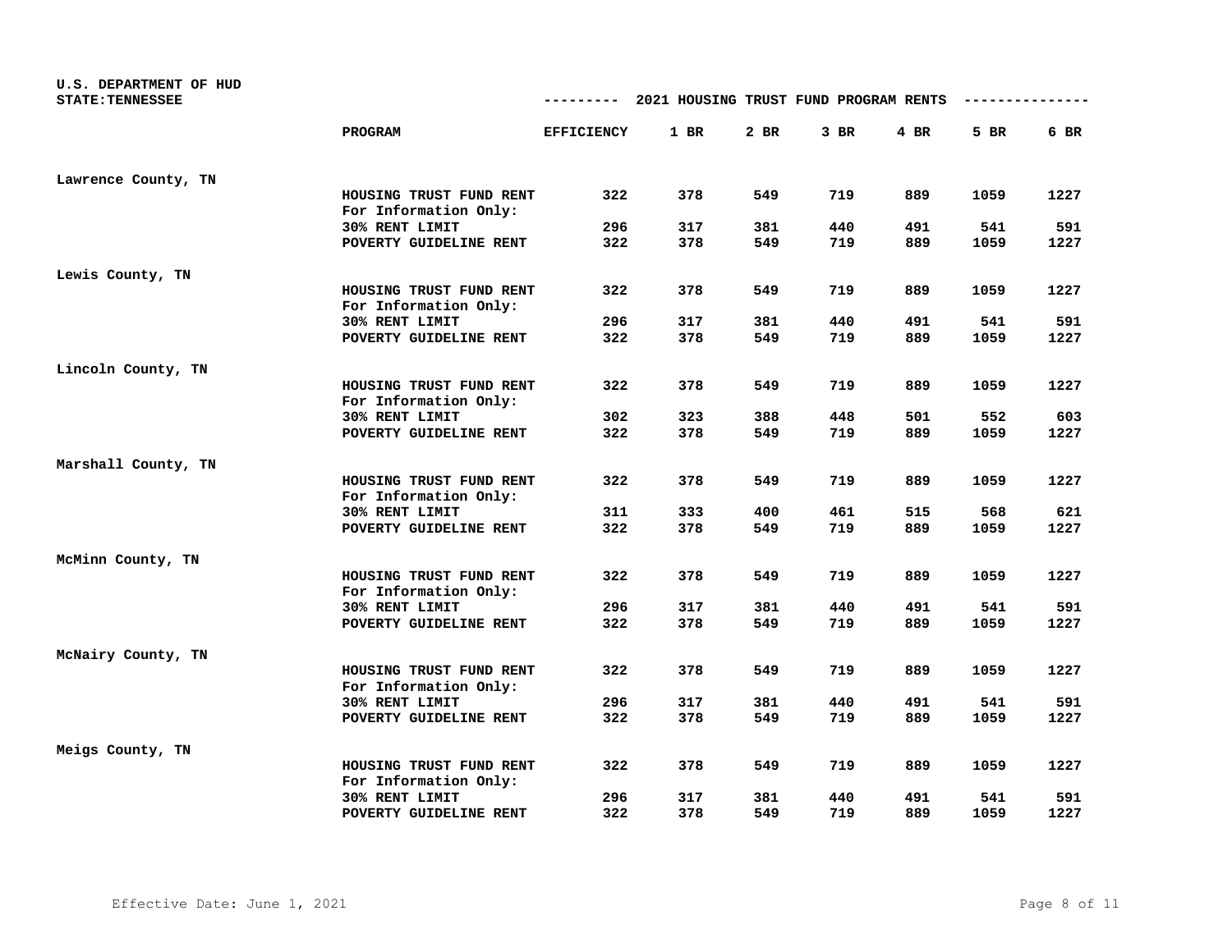U.S. DEPARTMENT OF HUD
STATE: TENNESSEE

## 2021 HOUSING TRUST FUND PROGRAM RENTS

| | PROGRAM | EFFICIENCY | 1 BR | 2 BR | 3 BR | 4 BR | 5 BR | 6 BR |
|---|---|---|---|---|---|---|---|---|
| Lawrence County, TN | | | | | | | | |
| | HOUSING TRUST FUND RENT | 322 | 378 | 549 | 719 | 889 | 1059 | 1227 |
| | For Information Only: | | | | | | | |
| | 30% RENT LIMIT | 296 | 317 | 381 | 440 | 491 | 541 | 591 |
| | POVERTY GUIDELINE RENT | 322 | 378 | 549 | 719 | 889 | 1059 | 1227 |
| Lewis County, TN | | | | | | | | |
| | HOUSING TRUST FUND RENT | 322 | 378 | 549 | 719 | 889 | 1059 | 1227 |
| | For Information Only: | | | | | | | |
| | 30% RENT LIMIT | 296 | 317 | 381 | 440 | 491 | 541 | 591 |
| | POVERTY GUIDELINE RENT | 322 | 378 | 549 | 719 | 889 | 1059 | 1227 |
| Lincoln County, TN | | | | | | | | |
| | HOUSING TRUST FUND RENT | 322 | 378 | 549 | 719 | 889 | 1059 | 1227 |
| | For Information Only: | | | | | | | |
| | 30% RENT LIMIT | 302 | 323 | 388 | 448 | 501 | 552 | 603 |
| | POVERTY GUIDELINE RENT | 322 | 378 | 549 | 719 | 889 | 1059 | 1227 |
| Marshall County, TN | | | | | | | | |
| | HOUSING TRUST FUND RENT | 322 | 378 | 549 | 719 | 889 | 1059 | 1227 |
| | For Information Only: | | | | | | | |
| | 30% RENT LIMIT | 311 | 333 | 400 | 461 | 515 | 568 | 621 |
| | POVERTY GUIDELINE RENT | 322 | 378 | 549 | 719 | 889 | 1059 | 1227 |
| McMinn County, TN | | | | | | | | |
| | HOUSING TRUST FUND RENT | 322 | 378 | 549 | 719 | 889 | 1059 | 1227 |
| | For Information Only: | | | | | | | |
| | 30% RENT LIMIT | 296 | 317 | 381 | 440 | 491 | 541 | 591 |
| | POVERTY GUIDELINE RENT | 322 | 378 | 549 | 719 | 889 | 1059 | 1227 |
| McNairy County, TN | | | | | | | | |
| | HOUSING TRUST FUND RENT | 322 | 378 | 549 | 719 | 889 | 1059 | 1227 |
| | For Information Only: | | | | | | | |
| | 30% RENT LIMIT | 296 | 317 | 381 | 440 | 491 | 541 | 591 |
| | POVERTY GUIDELINE RENT | 322 | 378 | 549 | 719 | 889 | 1059 | 1227 |
| Meigs County, TN | | | | | | | | |
| | HOUSING TRUST FUND RENT | 322 | 378 | 549 | 719 | 889 | 1059 | 1227 |
| | For Information Only: | | | | | | | |
| | 30% RENT LIMIT | 296 | 317 | 381 | 440 | 491 | 541 | 591 |
| | POVERTY GUIDELINE RENT | 322 | 378 | 549 | 719 | 889 | 1059 | 1227 |

Effective Date: June 1, 2021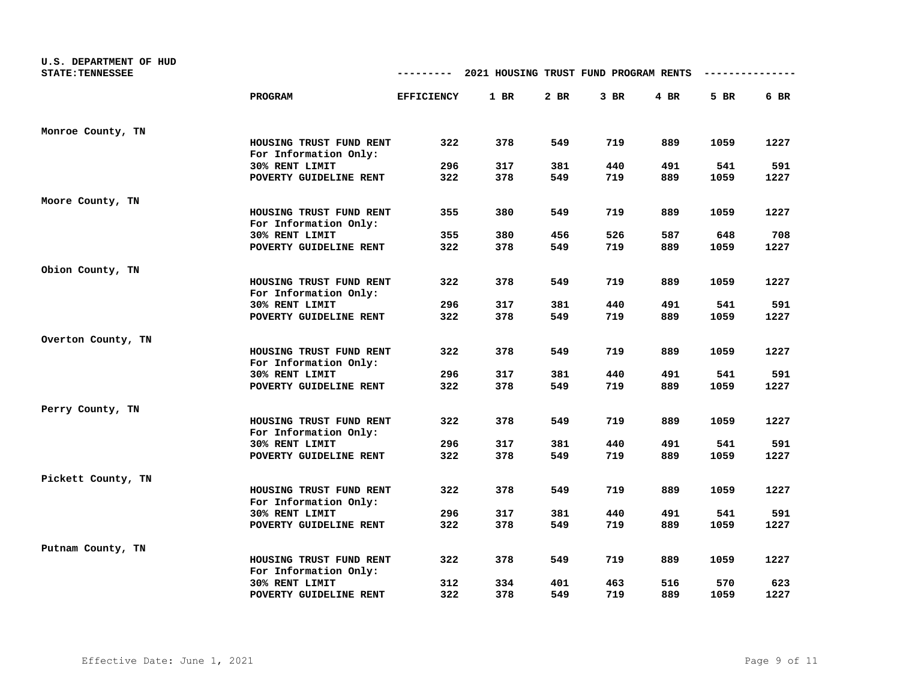U.S. DEPARTMENT OF HUD
STATE: TENNESSEE

## 2021 HOUSING TRUST FUND PROGRAM RENTS

| | PROGRAM | EFFICIENCY | 1 BR | 2 BR | 3 BR | 4 BR | 5 BR | 6 BR |
|---|---|---|---|---|---|---|---|---|
| Monroe County, TN | | | | | | | | |
| | HOUSING TRUST FUND RENT | 322 | 378 | 549 | 719 | 889 | 1059 | 1227 |
| | For Information Only: | | | | | | | |
| | 30% RENT LIMIT | 296 | 317 | 381 | 440 | 491 | 541 | 591 |
| | POVERTY GUIDELINE RENT | 322 | 378 | 549 | 719 | 889 | 1059 | 1227 |
| Moore County, TN | | | | | | | | |
| | HOUSING TRUST FUND RENT | 355 | 380 | 549 | 719 | 889 | 1059 | 1227 |
| | For Information Only: | | | | | | | |
| | 30% RENT LIMIT | 355 | 380 | 456 | 526 | 587 | 648 | 708 |
| | POVERTY GUIDELINE RENT | 322 | 378 | 549 | 719 | 889 | 1059 | 1227 |
| Obion County, TN | | | | | | | | |
| | HOUSING TRUST FUND RENT | 322 | 378 | 549 | 719 | 889 | 1059 | 1227 |
| | For Information Only: | | | | | | | |
| | 30% RENT LIMIT | 296 | 317 | 381 | 440 | 491 | 541 | 591 |
| | POVERTY GUIDELINE RENT | 322 | 378 | 549 | 719 | 889 | 1059 | 1227 |
| Overton County, TN | | | | | | | | |
| | HOUSING TRUST FUND RENT | 322 | 378 | 549 | 719 | 889 | 1059 | 1227 |
| | For Information Only: | | | | | | | |
| | 30% RENT LIMIT | 296 | 317 | 381 | 440 | 491 | 541 | 591 |
| | POVERTY GUIDELINE RENT | 322 | 378 | 549 | 719 | 889 | 1059 | 1227 |
| Perry County, TN | | | | | | | | |
| | HOUSING TRUST FUND RENT | 322 | 378 | 549 | 719 | 889 | 1059 | 1227 |
| | For Information Only: | | | | | | | |
| | 30% RENT LIMIT | 296 | 317 | 381 | 440 | 491 | 541 | 591 |
| | POVERTY GUIDELINE RENT | 322 | 378 | 549 | 719 | 889 | 1059 | 1227 |
| Pickett County, TN | | | | | | | | |
| | HOUSING TRUST FUND RENT | 322 | 378 | 549 | 719 | 889 | 1059 | 1227 |
| | For Information Only: | | | | | | | |
| | 30% RENT LIMIT | 296 | 317 | 381 | 440 | 491 | 541 | 591 |
| | POVERTY GUIDELINE RENT | 322 | 378 | 549 | 719 | 889 | 1059 | 1227 |
| Putnam County, TN | | | | | | | | |
| | HOUSING TRUST FUND RENT | 322 | 378 | 549 | 719 | 889 | 1059 | 1227 |
| | For Information Only: | | | | | | | |
| | 30% RENT LIMIT | 312 | 334 | 401 | 463 | 516 | 570 | 623 |
| | POVERTY GUIDELINE RENT | 322 | 378 | 549 | 719 | 889 | 1059 | 1227 |

Effective Date: June 1, 2021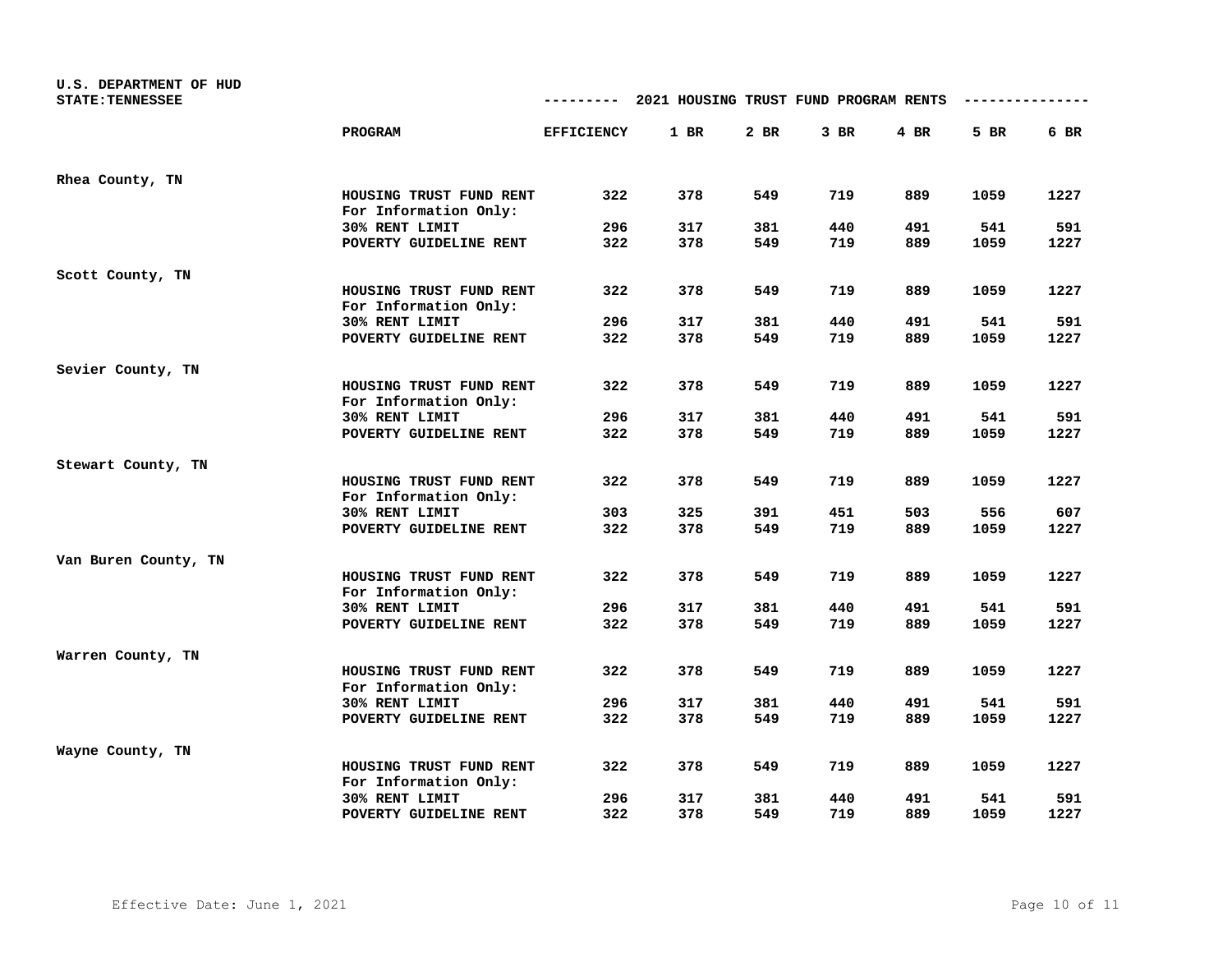U.S. DEPARTMENT OF HUD
STATE:TENNESSEE

## 2021 HOUSING TRUST FUND PROGRAM RENTS

| | PROGRAM | EFFICIENCY | 1 BR | 2 BR | 3 BR | 4 BR | 5 BR | 6 BR |
|---|---|---|---|---|---|---|---|---|
| Rhea County, TN | | | | | | | | |
| | HOUSING TRUST FUND RENT | 322 | 378 | 549 | 719 | 889 | 1059 | 1227 |
| | For Information Only: | | | | | | | |
| | 30% RENT LIMIT | 296 | 317 | 381 | 440 | 491 | 541 | 591 |
| | POVERTY GUIDELINE RENT | 322 | 378 | 549 | 719 | 889 | 1059 | 1227 |
| Scott County, TN | | | | | | | | |
| | HOUSING TRUST FUND RENT | 322 | 378 | 549 | 719 | 889 | 1059 | 1227 |
| | For Information Only: | | | | | | | |
| | 30% RENT LIMIT | 296 | 317 | 381 | 440 | 491 | 541 | 591 |
| | POVERTY GUIDELINE RENT | 322 | 378 | 549 | 719 | 889 | 1059 | 1227 |
| Sevier County, TN | | | | | | | | |
| | HOUSING TRUST FUND RENT | 322 | 378 | 549 | 719 | 889 | 1059 | 1227 |
| | For Information Only: | | | | | | | |
| | 30% RENT LIMIT | 296 | 317 | 381 | 440 | 491 | 541 | 591 |
| | POVERTY GUIDELINE RENT | 322 | 378 | 549 | 719 | 889 | 1059 | 1227 |
| Stewart County, TN | | | | | | | | |
| | HOUSING TRUST FUND RENT | 322 | 378 | 549 | 719 | 889 | 1059 | 1227 |
| | For Information Only: | | | | | | | |
| | 30% RENT LIMIT | 303 | 325 | 391 | 451 | 503 | 556 | 607 |
| | POVERTY GUIDELINE RENT | 322 | 378 | 549 | 719 | 889 | 1059 | 1227 |
| Van Buren County, TN | | | | | | | | |
| | HOUSING TRUST FUND RENT | 322 | 378 | 549 | 719 | 889 | 1059 | 1227 |
| | For Information Only: | | | | | | | |
| | 30% RENT LIMIT | 296 | 317 | 381 | 440 | 491 | 541 | 591 |
| | POVERTY GUIDELINE RENT | 322 | 378 | 549 | 719 | 889 | 1059 | 1227 |
| Warren County, TN | | | | | | | | |
| | HOUSING TRUST FUND RENT | 322 | 378 | 549 | 719 | 889 | 1059 | 1227 |
| | For Information Only: | | | | | | | |
| | 30% RENT LIMIT | 296 | 317 | 381 | 440 | 491 | 541 | 591 |
| | POVERTY GUIDELINE RENT | 322 | 378 | 549 | 719 | 889 | 1059 | 1227 |
| Wayne County, TN | | | | | | | | |
| | HOUSING TRUST FUND RENT | 322 | 378 | 549 | 719 | 889 | 1059 | 1227 |
| | For Information Only: | | | | | | | |
| | 30% RENT LIMIT | 296 | 317 | 381 | 440 | 491 | 541 | 591 |
| | POVERTY GUIDELINE RENT | 322 | 378 | 549 | 719 | 889 | 1059 | 1227 |

Effective Date: June 1, 2021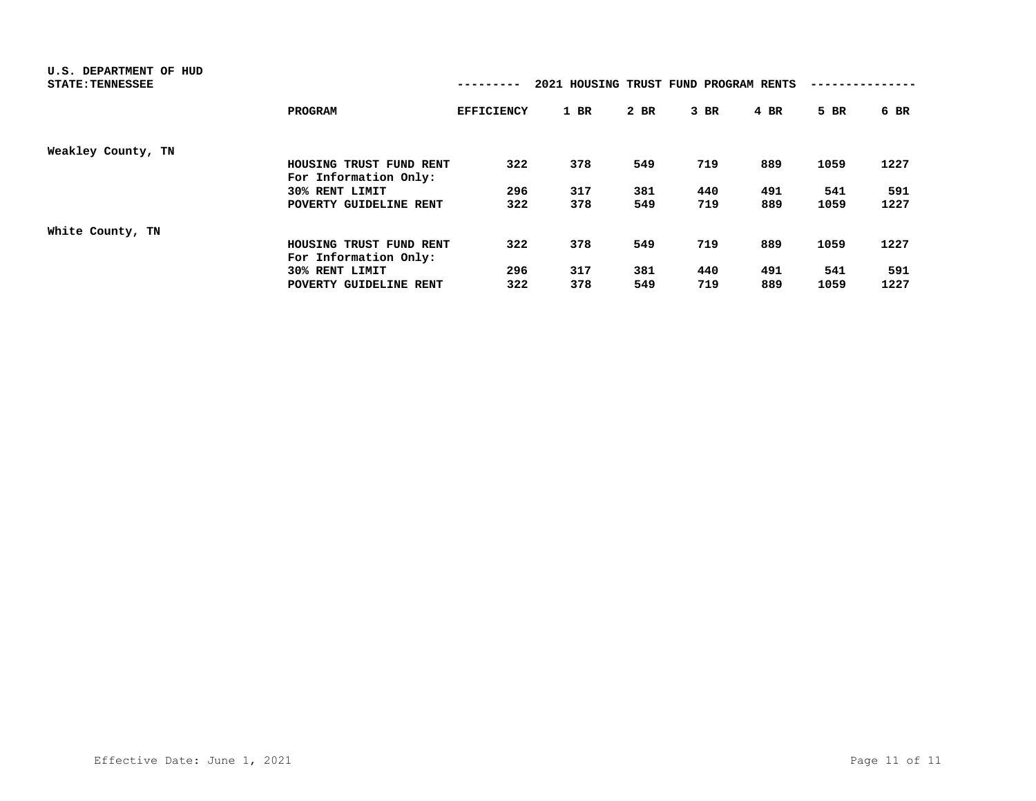U.S. DEPARTMENT OF HUD
STATE:TENNESSEE

## 2021 HOUSING TRUST FUND PROGRAM RENTS

| | PROGRAM | EFFICIENCY | 1 BR | 2 BR | 3 BR | 4 BR | 5 BR | 6 BR |
|---|---|---|---|---|---|---|---|---|
| Weakley County, TN | | | | | | | | |
| | HOUSING TRUST FUND RENT | 322 | 378 | 549 | 719 | 889 | 1059 | 1227 |
| | For Information Only: | | | | | | | |
| | 30% RENT LIMIT | 296 | 317 | 381 | 440 | 491 | 541 | 591 |
| | POVERTY GUIDELINE RENT | 322 | 378 | 549 | 719 | 889 | 1059 | 1227 |
| White County, TN | | | | | | | | |
| | HOUSING TRUST FUND RENT | 322 | 378 | 549 | 719 | 889 | 1059 | 1227 |
| | For Information Only: | | | | | | | |
| | 30% RENT LIMIT | 296 | 317 | 381 | 440 | 491 | 541 | 591 |
| | POVERTY GUIDELINE RENT | 322 | 378 | 549 | 719 | 889 | 1059 | 1227 |

Effective Date: June 1, 2021